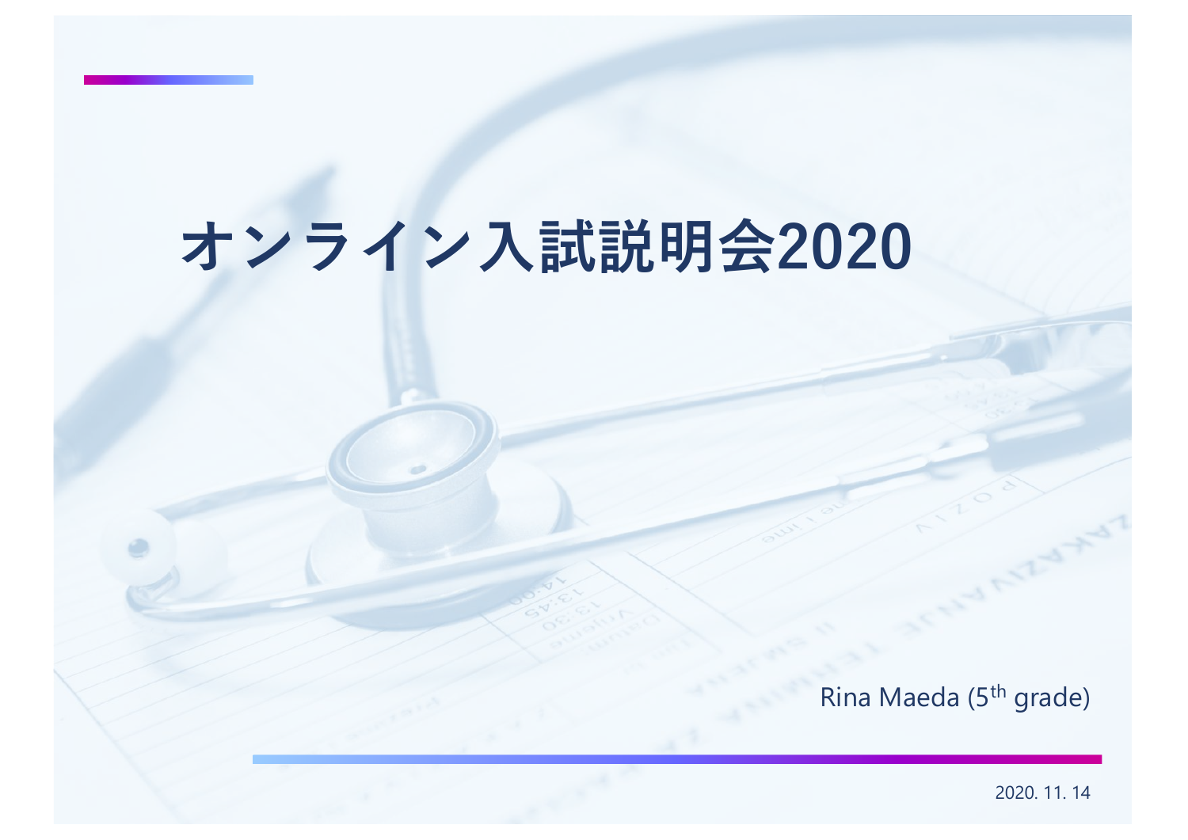# オンライン入試説明会2020

Rina Maeda (5th grade)

2020. 11. 14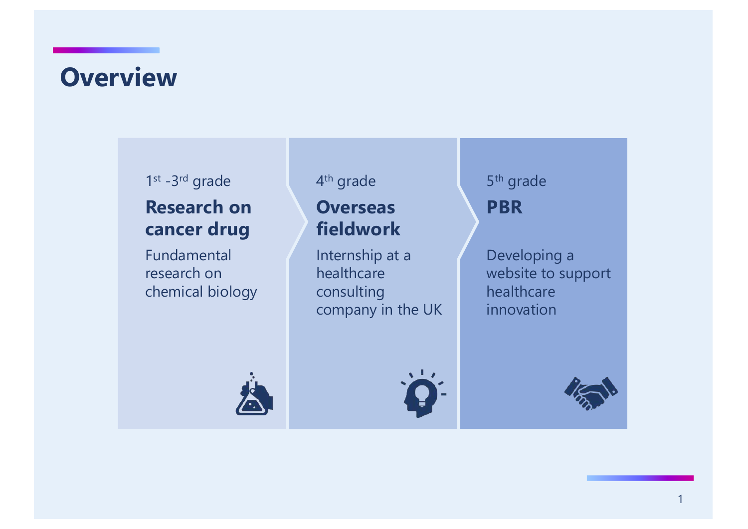# Overview

1st -3rd grade

**Research on cancer drug**

Fundamental research on chemical biology

4th grade

**Overseas fieldwork**

Internship at a healthcare consulting company in the UK

5th grade

**PBR**

Developing a website to support healthcare innovation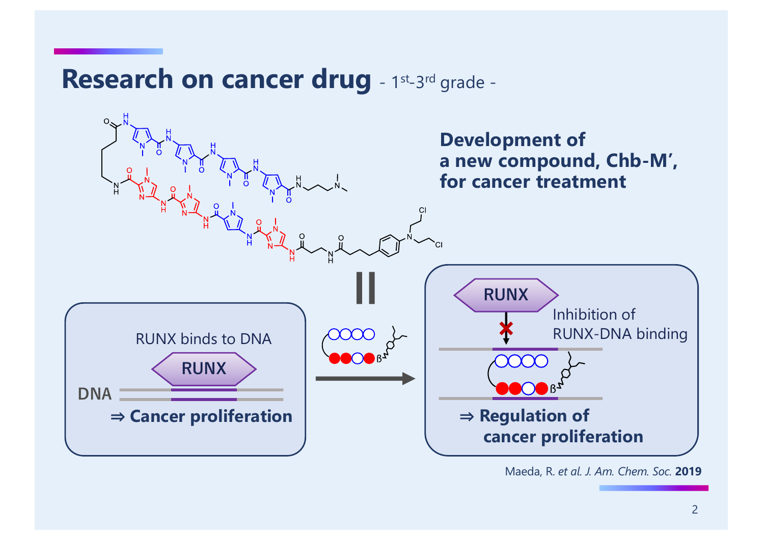# Research on cancer drug - 1st-3rd grade -

**Development of a new compound, Chb-M′, for cancer treatment**

RUNX binds to DNA

RUNX

DNA

**⇒ Cancer proliferation**

RUNX

Inhibition of RUNX-DNA binding

**⇒ Regulation of cancer proliferation**

Maeda, R. *et al. J. Am. Chem. Soc.* **2019**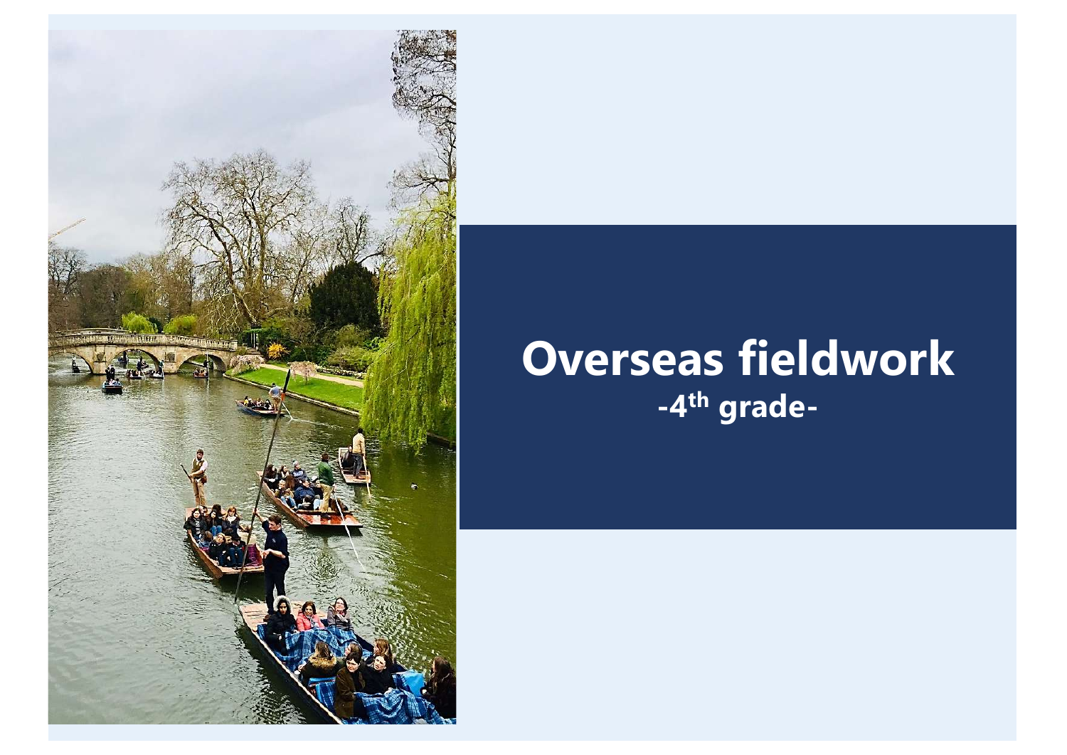# Overseas fieldwork

## -4th grade-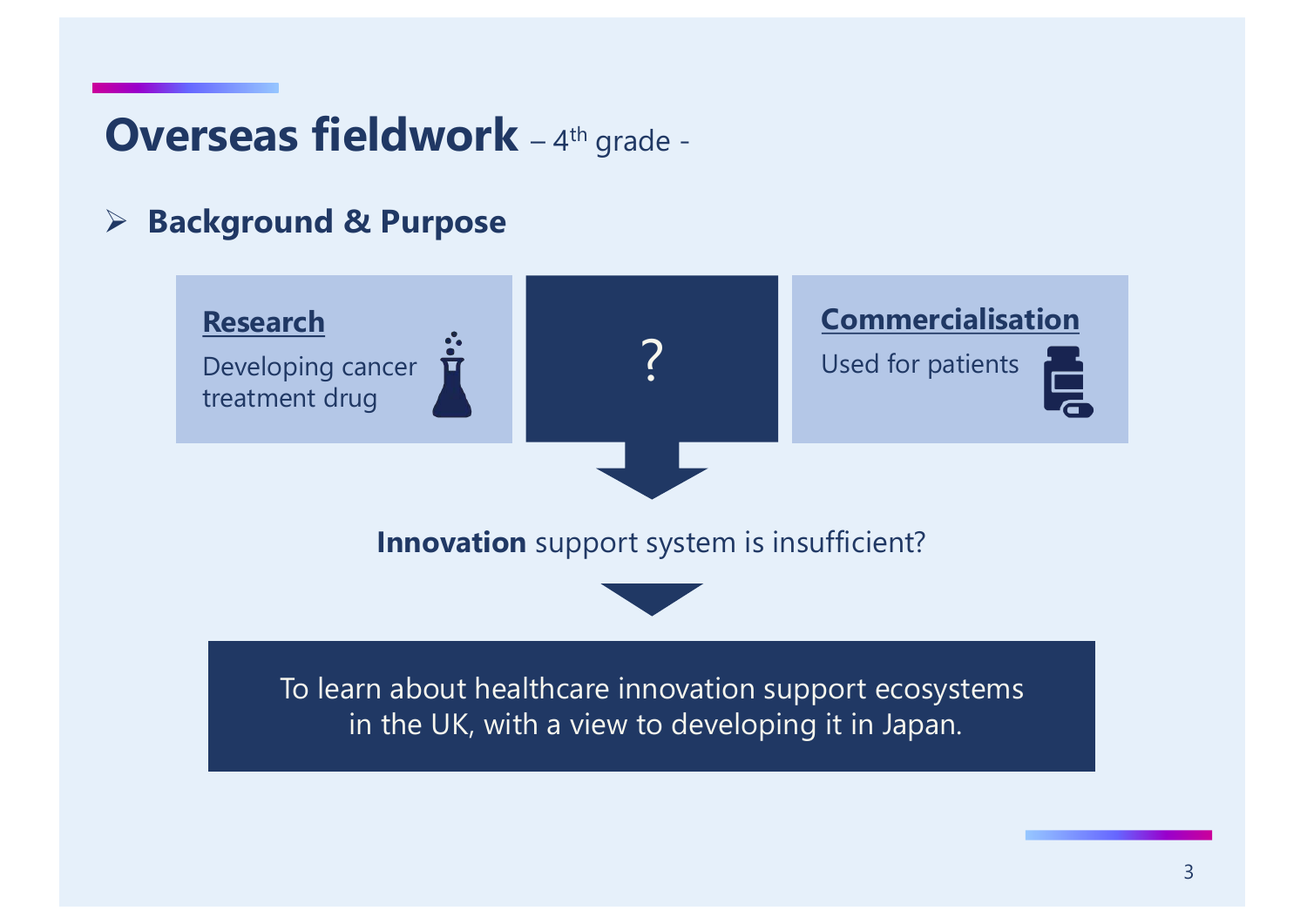# Overseas fieldwork – 4th grade -

- **Background & Purpose**

**Research**
Developing cancer treatment drug

?

**Commercialisation**
Used for patients

**Innovation** support system is insufficient?

To learn about healthcare innovation support ecosystems in the UK, with a view to developing it in Japan.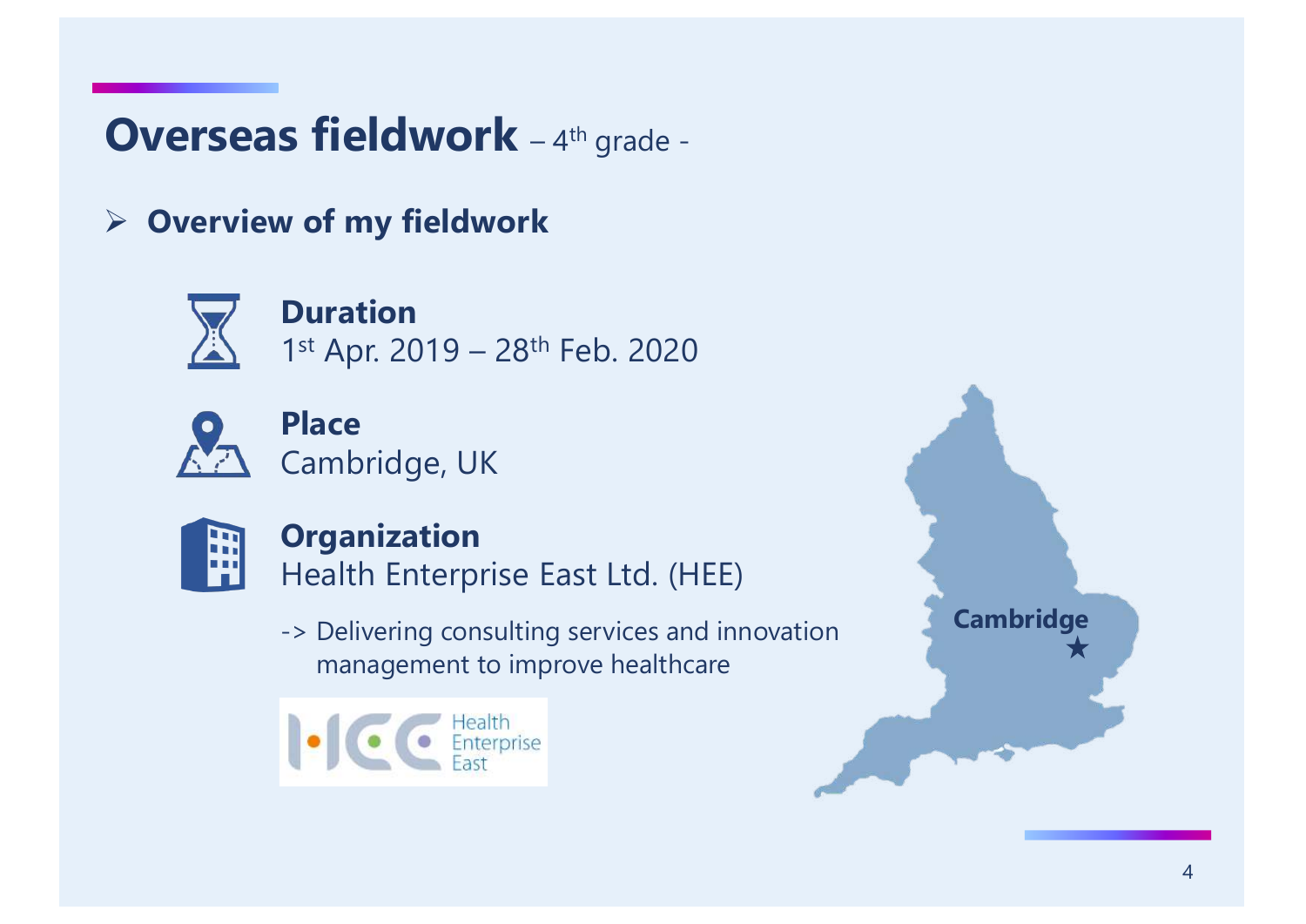# Overseas fieldwork – 4th grade -

## Overview of my fieldwork

**Duration**
1st Apr. 2019 – 28th Feb. 2020

**Place**
Cambridge, UK

**Organization**
Health Enterprise East Ltd. (HEE)

-> Delivering consulting services and innovation management to improve healthcare

Health Enterprise East

Cambridge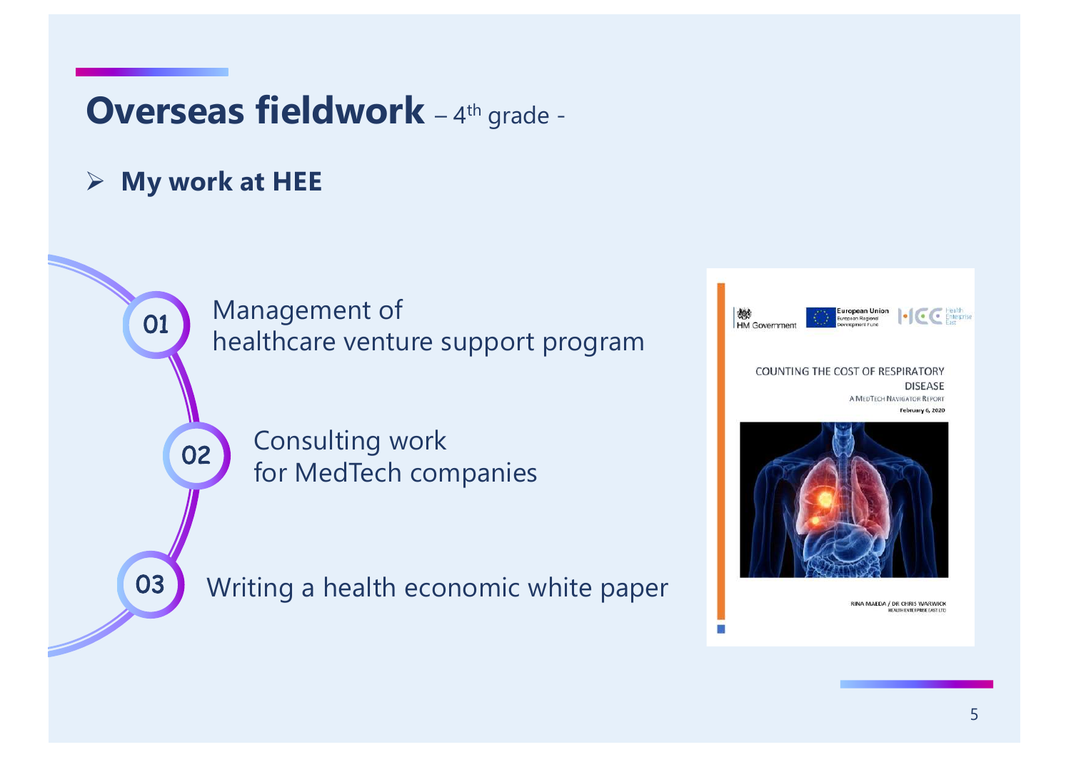# Overseas fieldwork – $4^{th}$ grade -

- **My work at HEE**

01 Management of healthcare venture support program

02 Consulting work for MedTech companies

03 Writing a health economic white paper

HM Government | European Union European Regional Development Fund | Health Enterprise East

COUNTING THE COST OF RESPIRATORY DISEASE

A MedTech Navigator Report

February 6, 2020

RINA MAEDA / DR CHRIS WARWICK

HEALTH ENTERPRISE EAST LTD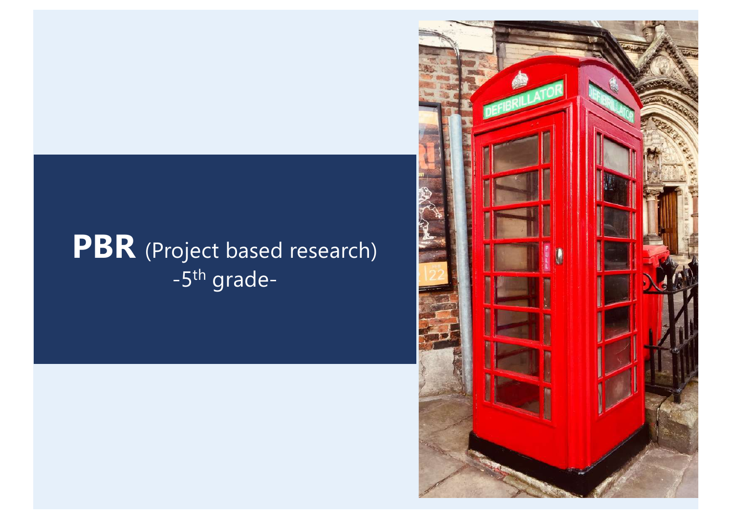**PBR** (Project based research)

-5th grade-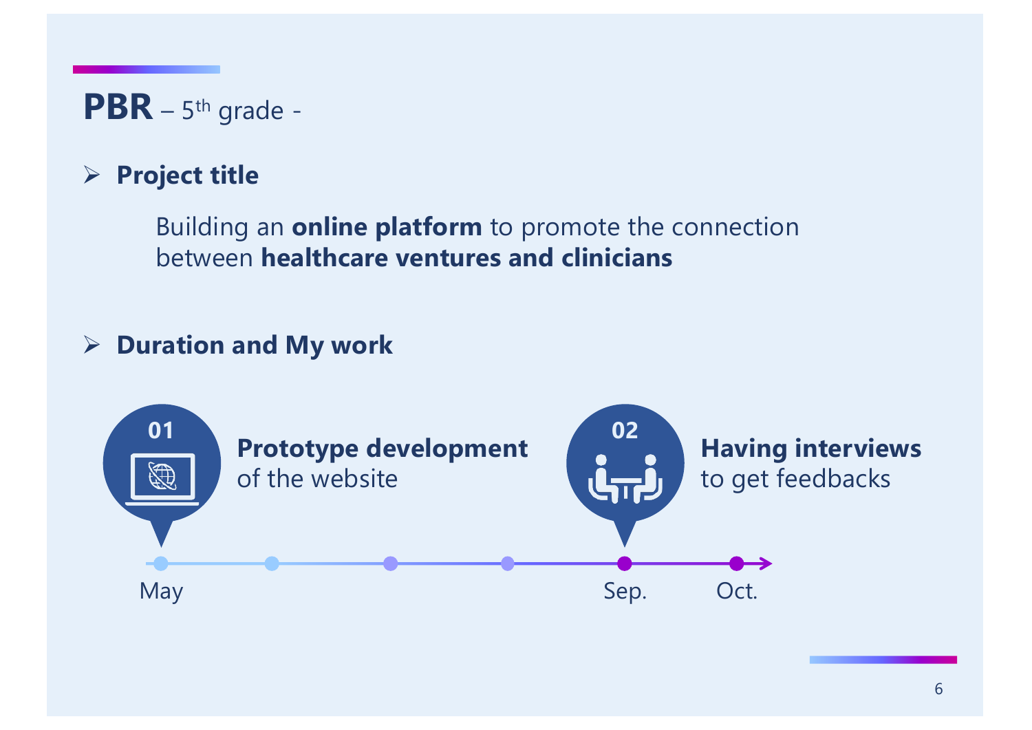# **PBR** – 5th grade -

- **Project title**

  Building an **online platform** to promote the connection between **healthcare ventures and clinicians**

- **Duration and My work**

  **01** **Prototype development** of the website

  **02** **Having interviews** to get feedbacks

  May — Sep. — Oct.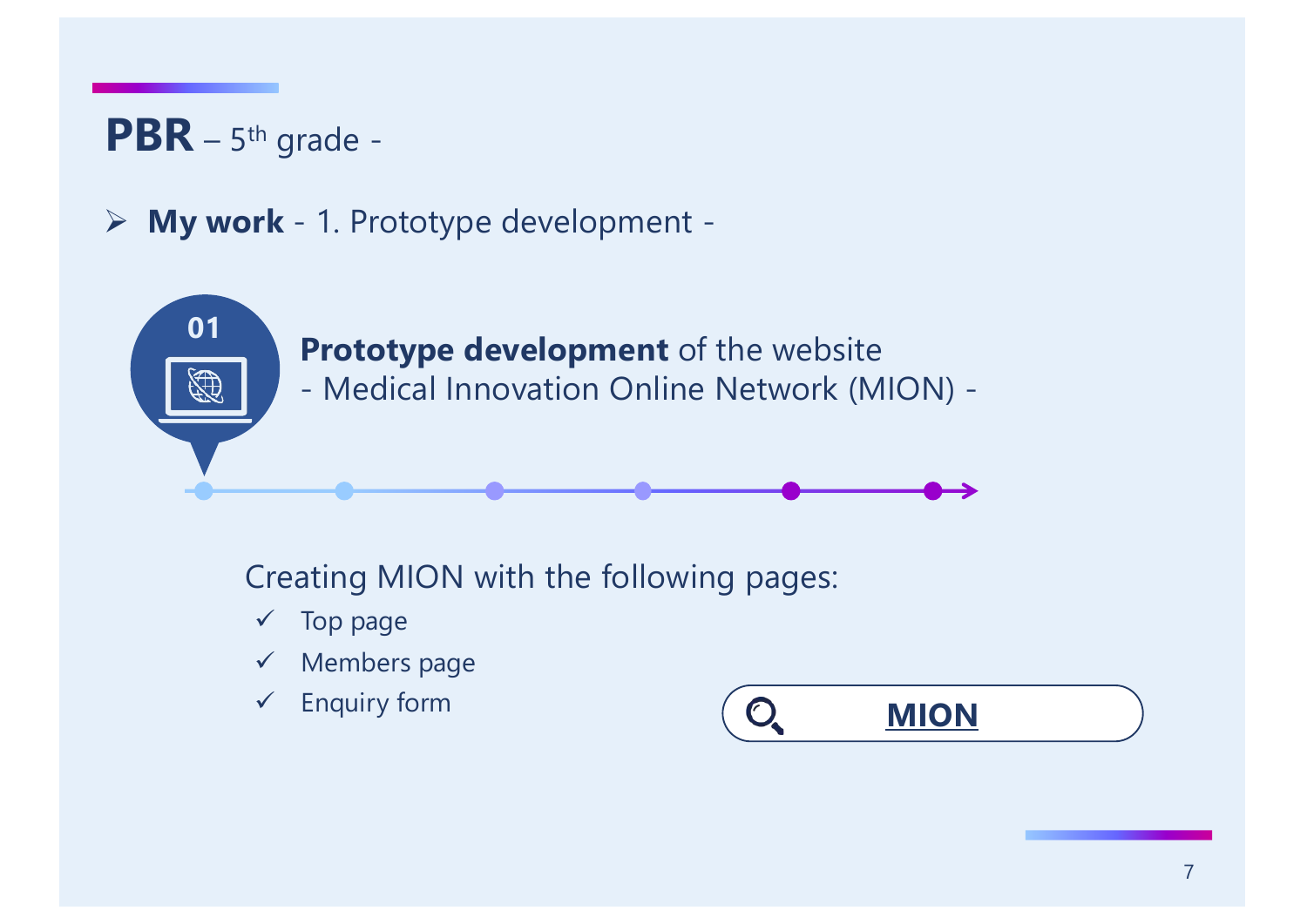# PBR – 5th grade -

## **My work** - 1. Prototype development -

01

**Prototype development** of the website
- Medical Innovation Online Network (MION) -

Creating MION with the following pages:

- ✓ Top page
- ✓ Members page
- ✓ Enquiry form

**MION**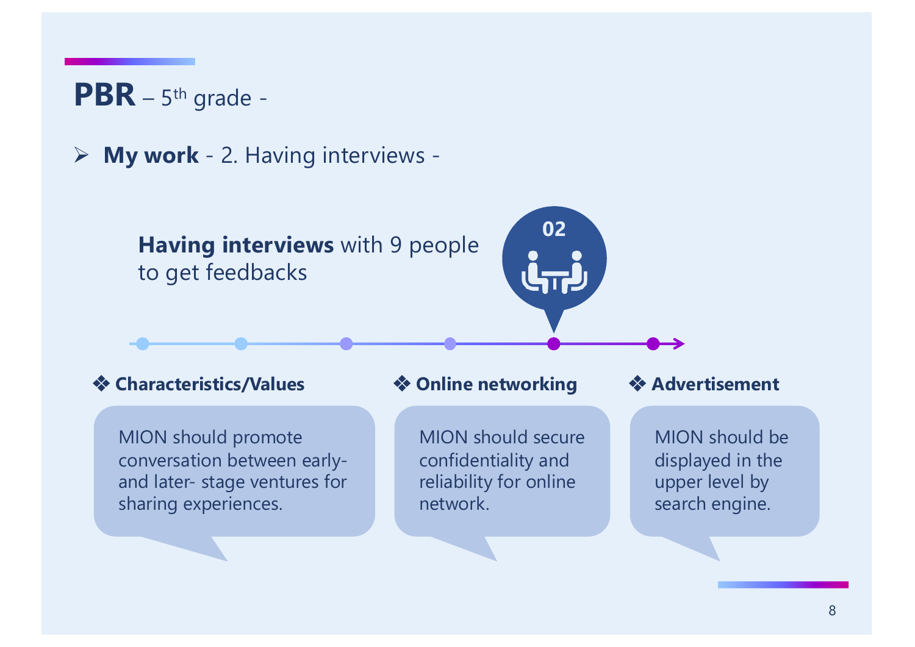# **PBR** – $5^{th}$ grade -

- **My work** - 2. Having interviews -

**Having interviews** with 9 people to get feedbacks

02

### ❖ Characteristics/Values

MION should promote conversation between early- and later- stage ventures for sharing experiences.

### ❖ Online networking

MION should secure confidentiality and reliability for online network.

### ❖ Advertisement

MION should be displayed in the upper level by search engine.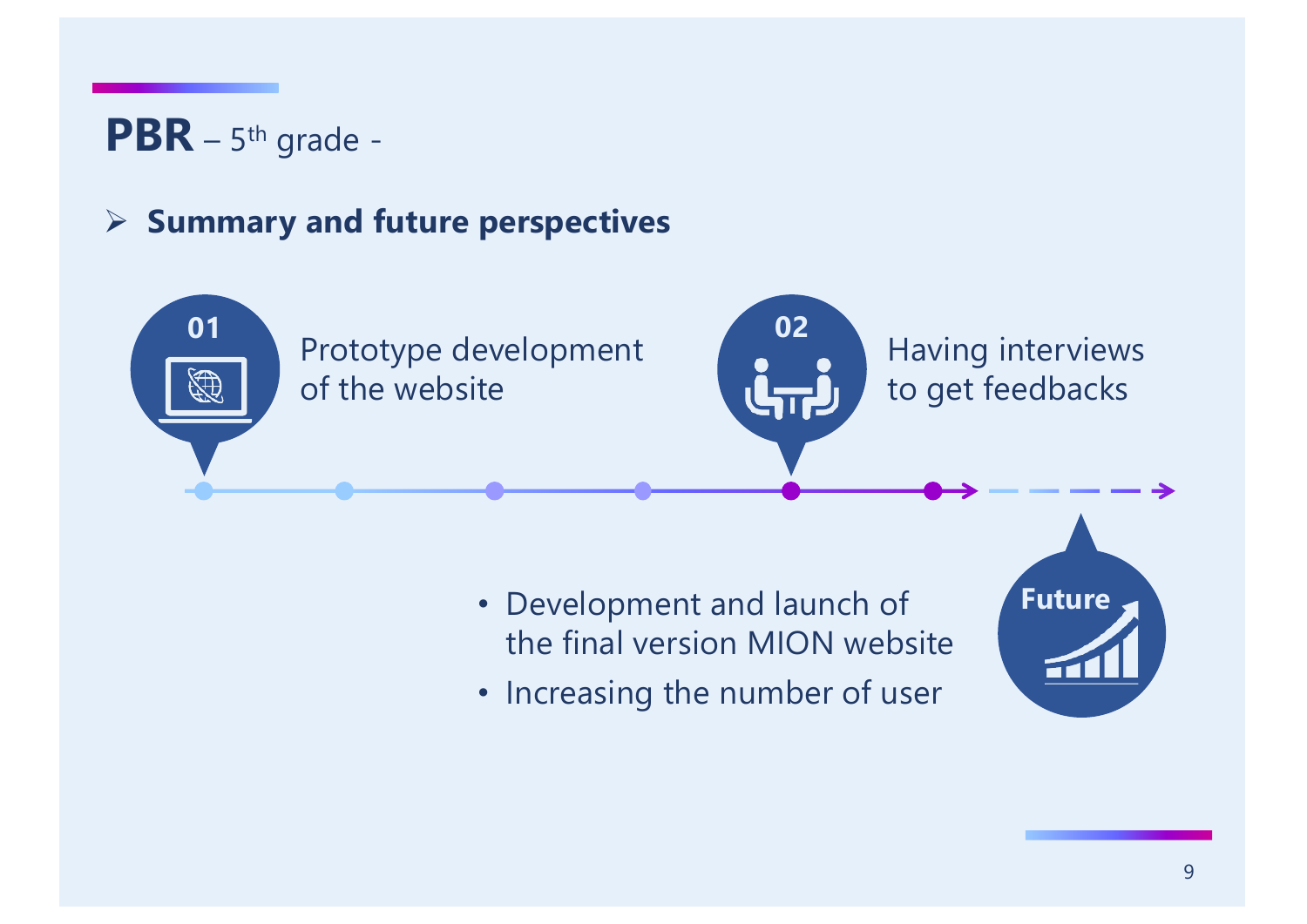# **PBR** – 5th grade -

## Summary and future perspectives

**01** Prototype development of the website

**02** Having interviews to get feedbacks

**Future**

- Development and launch of the final version MION website
- Increasing the number of user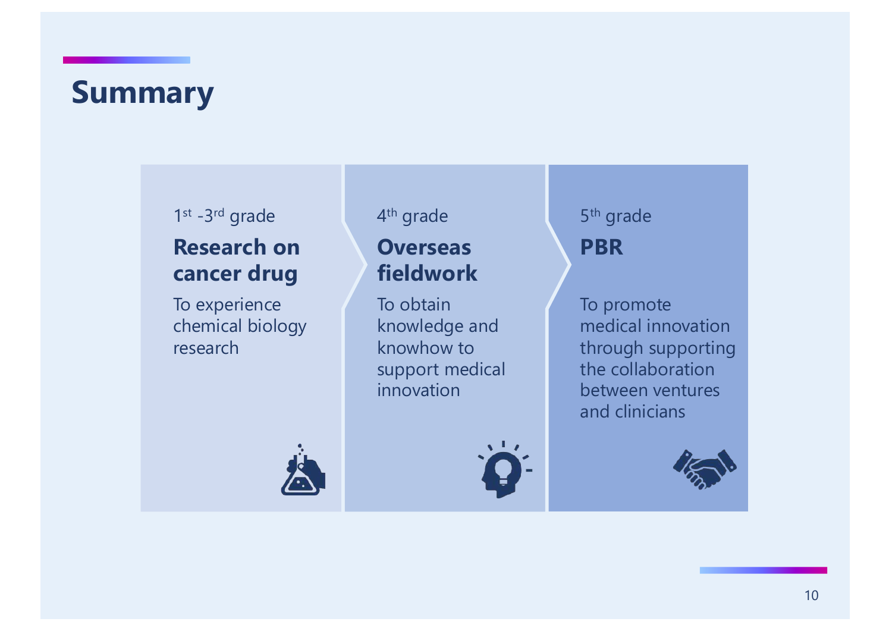# Summary

**1st -3rd grade**

### Research on cancer drug

To experience chemical biology research

**4th grade**

### Overseas fieldwork

To obtain knowledge and knowhow to support medical innovation

**5th grade**

### PBR

To promote medical innovation through supporting the collaboration between ventures and clinicians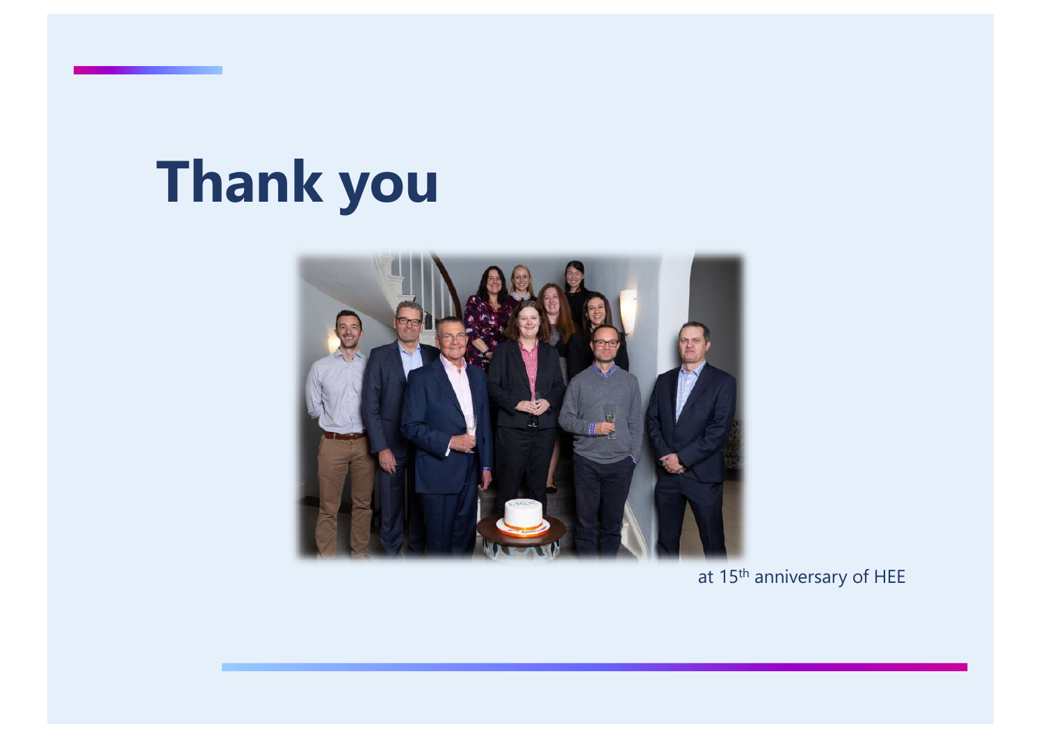# Thank you

at 15th anniversary of HEE